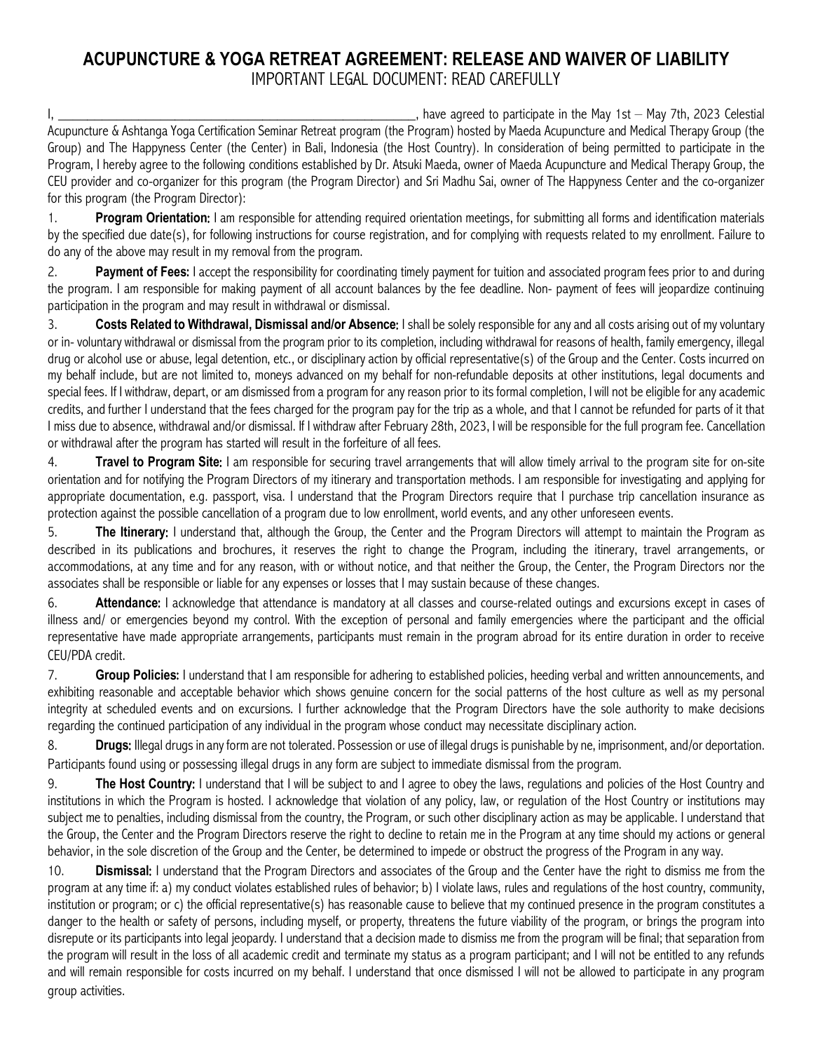# ACUPUNCTURE & YOGA RETREAT AGREEMENT: RELEASE AND WAIVER OF LIABILITY

IMPORTANT LEGAL DOCUMENT: READ CAREFULLY

I, ____________________________________________________________, have agreed to participate in the May 1st – May 7th, 2023 Celestial Acupuncture & Ashtanga Yoga Certification Seminar Retreat program (the Program) hosted by Maeda Acupuncture and Medical Therapy Group (the Group) and The Happyness Center (the Center) in Bali, Indonesia (the Host Country). In consideration of being permitted to participate in the Program, I hereby agree to the following conditions established by Dr. Atsuki Maeda, owner of Maeda Acupuncture and Medical Therapy Group, the CEU provider and co-organizer for this program (the Program Director) and Sri Madhu Sai, owner of The Happyness Center and the co-organizer for this program (the Program Director):

1. **Program Orientation:** I am responsible for attending required orientation meetings, for submitting all forms and identification materials by the specified due date(s), for following instructions for course registration, and for complying with requests related to my enrollment. Failure to do any of the above may result in my removal from the program.

2. **Payment of Fees:** I accept the responsibility for coordinating timely payment for tuition and associated program fees prior to and during the program. I am responsible for making payment of all account balances by the fee deadline. Non- payment of fees will jeopardize continuing participation in the program and may result in withdrawal or dismissal.

3. **Costs Related to Withdrawal, Dismissal and/or Absence:** I shall be solely responsible for any and all costs arising out of my voluntary or in- voluntary withdrawal or dismissal from the program prior to its completion, including withdrawal for reasons of health, family emergency, illegal drug or alcohol use or abuse, legal detention, etc., or disciplinary action by official representative(s) of the Group and the Center. Costs incurred on my behalf include, but are not limited to, moneys advanced on my behalf for non-refundable deposits at other institutions, legal documents and special fees. If I withdraw, depart, or am dismissed from a program for any reason prior to its formal completion, I will not be eligible for any academic credits, and further I understand that the fees charged for the program pay for the trip as a whole, and that I cannot be refunded for parts of it that I miss due to absence, withdrawal and/or dismissal. If I withdraw after February 28th, 2023, I will be responsible for the full program fee. Cancellation or withdrawal after the program has started will result in the forfeiture of all fees.

4. **Travel to Program Site:** I am responsible for securing travel arrangements that will allow timely arrival to the program site for on-site orientation and for notifying the Program Directors of my itinerary and transportation methods. I am responsible for investigating and applying for appropriate documentation, e.g. passport, visa. I understand that the Program Directors require that I purchase trip cancellation insurance as protection against the possible cancellation of a program due to low enrollment, world events, and any other unforeseen events.

5. **The Itinerary:** I understand that, although the Group, the Center and the Program Directors will attempt to maintain the Program as described in its publications and brochures, it reserves the right to change the Program, including the itinerary, travel arrangements, or accommodations, at any time and for any reason, with or without notice, and that neither the Group, the Center, the Program Directors nor the associates shall be responsible or liable for any expenses or losses that I may sustain because of these changes.

6. **Attendance:** I acknowledge that attendance is mandatory at all classes and course-related outings and excursions except in cases of illness and/ or emergencies beyond my control. With the exception of personal and family emergencies where the participant and the official representative have made appropriate arrangements, participants must remain in the program abroad for its entire duration in order to receive CEU/PDA credit.

7. **Group Policies:** I understand that I am responsible for adhering to established policies, heeding verbal and written announcements, and exhibiting reasonable and acceptable behavior which shows genuine concern for the social patterns of the host culture as well as my personal integrity at scheduled events and on excursions. I further acknowledge that the Program Directors have the sole authority to make decisions regarding the continued participation of any individual in the program whose conduct may necessitate disciplinary action.

8. **Drugs:** Illegal drugs in any form are not tolerated. Possession or use of illegal drugs is punishable by ne, imprisonment, and/or deportation. Participants found using or possessing illegal drugs in any form are subject to immediate dismissal from the program.

9. **The Host Country:** I understand that I will be subject to and I agree to obey the laws, regulations and policies of the Host Country and institutions in which the Program is hosted. I acknowledge that violation of any policy, law, or regulation of the Host Country or institutions may subject me to penalties, including dismissal from the country, the Program, or such other disciplinary action as may be applicable. I understand that the Group, the Center and the Program Directors reserve the right to decline to retain me in the Program at any time should my actions or general behavior, in the sole discretion of the Group and the Center, be determined to impede or obstruct the progress of the Program in any way.

10. **Dismissal:** I understand that the Program Directors and associates of the Group and the Center have the right to dismiss me from the program at any time if: a) my conduct violates established rules of behavior; b) I violate laws, rules and regulations of the host country, community, institution or program; or c) the official representative(s) has reasonable cause to believe that my continued presence in the program constitutes a danger to the health or safety of persons, including myself, or property, threatens the future viability of the program, or brings the program into disrepute or its participants into legal jeopardy. I understand that a decision made to dismiss me from the program will be final; that separation from the program will result in the loss of all academic credit and terminate my status as a program participant; and I will not be entitled to any refunds and will remain responsible for costs incurred on my behalf. I understand that once dismissed I will not be allowed to participate in any program group activities.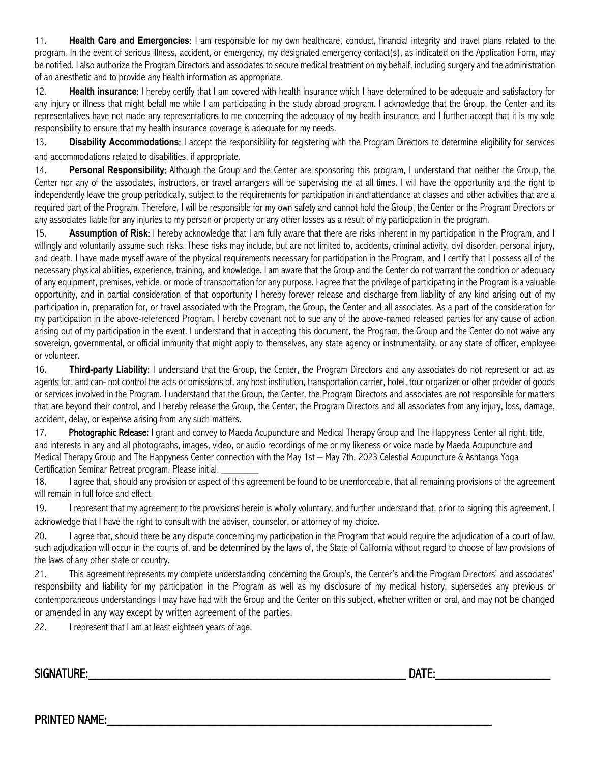11. **Health Care and Emergencies:** I am responsible for my own healthcare, conduct, financial integrity and travel plans related to the program. In the event of serious illness, accident, or emergency, my designated emergency contact(s), as indicated on the Application Form, may be notified. I also authorize the Program Directors and associates to secure medical treatment on my behalf, including surgery and the administration of an anesthetic and to provide any health information as appropriate.

12. **Health insurance:** I hereby certify that I am covered with health insurance which I have determined to be adequate and satisfactory for any injury or illness that might befall me while I am participating in the study abroad program. I acknowledge that the Group, the Center and its representatives have not made any representations to me concerning the adequacy of my health insurance, and I further accept that it is my sole responsibility to ensure that my health insurance coverage is adequate for my needs.

13. **Disability Accommodations:** I accept the responsibility for registering with the Program Directors to determine eligibility for services and accommodations related to disabilities, if appropriate.

14. **Personal Responsibility:** Although the Group and the Center are sponsoring this program, I understand that neither the Group, the Center nor any of the associates, instructors, or travel arrangers will be supervising me at all times. I will have the opportunity and the right to independently leave the group periodically, subject to the requirements for participation in and attendance at classes and other activities that are a required part of the Program. Therefore, I will be responsible for my own safety and cannot hold the Group, the Center or the Program Directors or any associates liable for any injuries to my person or property or any other losses as a result of my participation in the program.

15. **Assumption of Risk:** I hereby acknowledge that I am fully aware that there are risks inherent in my participation in the Program, and I willingly and voluntarily assume such risks. These risks may include, but are not limited to, accidents, criminal activity, civil disorder, personal injury, and death. I have made myself aware of the physical requirements necessary for participation in the Program, and I certify that I possess all of the necessary physical abilities, experience, training, and knowledge. I am aware that the Group and the Center do not warrant the condition or adequacy of any equipment, premises, vehicle, or mode of transportation for any purpose. I agree that the privilege of participating in the Program is a valuable opportunity, and in partial consideration of that opportunity I hereby forever release and discharge from liability of any kind arising out of my participation in, preparation for, or travel associated with the Program, the Group, the Center and all associates. As a part of the consideration for my participation in the above-referenced Program, I hereby covenant not to sue any of the above-named released parties for any cause of action arising out of my participation in the event. I understand that in accepting this document, the Program, the Group and the Center do not waive any sovereign, governmental, or official immunity that might apply to themselves, any state agency or instrumentality, or any state of officer, employee or volunteer.

16. **Third-party Liability:** I understand that the Group, the Center, the Program Directors and any associates do not represent or act as agents for, and can- not control the acts or omissions of, any host institution, transportation carrier, hotel, tour organizer or other provider of goods or services involved in the Program. I understand that the Group, the Center, the Program Directors and associates are not responsible for matters that are beyond their control, and I hereby release the Group, the Center, the Program Directors and all associates from any injury, loss, damage, accident, delay, or expense arising from any such matters.

17. **Photographic Release:** I grant and convey to Maeda Acupuncture and Medical Therapy Group and The Happyness Center all right, title, and interests in any and all photographs, images, video, or audio recordings of me or my likeness or voice made by Maeda Acupuncture and Medical Therapy Group and The Happyness Center connection with the May 1st – May 7th, 2023 Celestial Acupuncture & Ashtanga Yoga Certification Seminar Retreat program. Please initial. ________

18. I agree that, should any provision or aspect of this agreement be found to be unenforceable, that all remaining provisions of the agreement will remain in full force and effect.

19. I represent that my agreement to the provisions herein is wholly voluntary, and further understand that, prior to signing this agreement, I acknowledge that I have the right to consult with the adviser, counselor, or attorney of my choice.

20. I agree that, should there be any dispute concerning my participation in the Program that would require the adjudication of a court of law, such adjudication will occur in the courts of, and be determined by the laws of, the State of California without regard to choose of law provisions of the laws of any other state or country.

21. This agreement represents my complete understanding concerning the Group's, the Center's and the Program Directors' and associates' responsibility and liability for my participation in the Program as well as my disclosure of my medical history, supersedes any previous or contemporaneous understandings I may have had with the Group and the Center on this subject, whether written or oral, and may not be changed or amended in any way except by written agreement of the parties.

22. I represent that I am at least eighteen years of age.

SIGNATURE:______________________________________________________ DATE:____________________

PRINTED NAME:____________________________________________________________